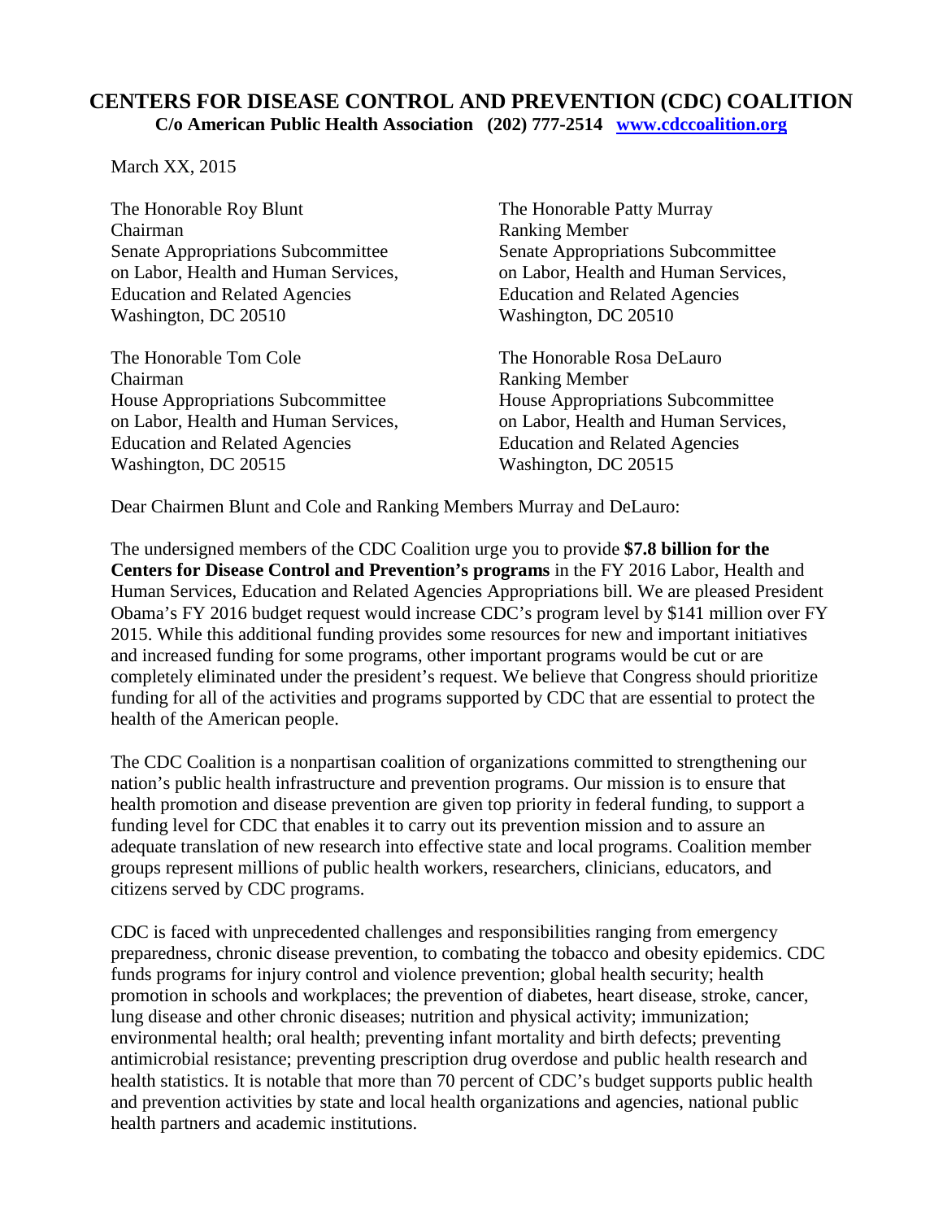# CENTERS FOR DISEASE CONTROL AND PREVENTION (CDC) COALITION

**C/o American Public Health Association (202) 777-2514 [www.cdccoalition.org](http://www.cdccoalition.org)**

March XX, 2015

The Honorable Roy Blunt
Chairman
Senate Appropriations Subcommittee
on Labor, Health and Human Services,
Education and Related Agencies
Washington, DC 20510

The Honorable Patty Murray
Ranking Member
Senate Appropriations Subcommittee
on Labor, Health and Human Services,
Education and Related Agencies
Washington, DC 20510

The Honorable Tom Cole
Chairman
House Appropriations Subcommittee
on Labor, Health and Human Services,
Education and Related Agencies
Washington, DC 20515

The Honorable Rosa DeLauro
Ranking Member
House Appropriations Subcommittee
on Labor, Health and Human Services,
Education and Related Agencies
Washington, DC 20515

Dear Chairmen Blunt and Cole and Ranking Members Murray and DeLauro:

The undersigned members of the CDC Coalition urge you to provide **$7.8 billion for the Centers for Disease Control and Prevention's programs** in the FY 2016 Labor, Health and Human Services, Education and Related Agencies Appropriations bill. We are pleased President Obama's FY 2016 budget request would increase CDC's program level by $141 million over FY 2015. While this additional funding provides some resources for new and important initiatives and increased funding for some programs, other important programs would be cut or are completely eliminated under the president's request. We believe that Congress should prioritize funding for all of the activities and programs supported by CDC that are essential to protect the health of the American people.

The CDC Coalition is a nonpartisan coalition of organizations committed to strengthening our nation's public health infrastructure and prevention programs. Our mission is to ensure that health promotion and disease prevention are given top priority in federal funding, to support a funding level for CDC that enables it to carry out its prevention mission and to assure an adequate translation of new research into effective state and local programs. Coalition member groups represent millions of public health workers, researchers, clinicians, educators, and citizens served by CDC programs.

CDC is faced with unprecedented challenges and responsibilities ranging from emergency preparedness, chronic disease prevention, to combating the tobacco and obesity epidemics. CDC funds programs for injury control and violence prevention; global health security; health promotion in schools and workplaces; the prevention of diabetes, heart disease, stroke, cancer, lung disease and other chronic diseases; nutrition and physical activity; immunization; environmental health; oral health; preventing infant mortality and birth defects; preventing antimicrobial resistance; preventing prescription drug overdose and public health research and health statistics. It is notable that more than 70 percent of CDC's budget supports public health and prevention activities by state and local health organizations and agencies, national public health partners and academic institutions.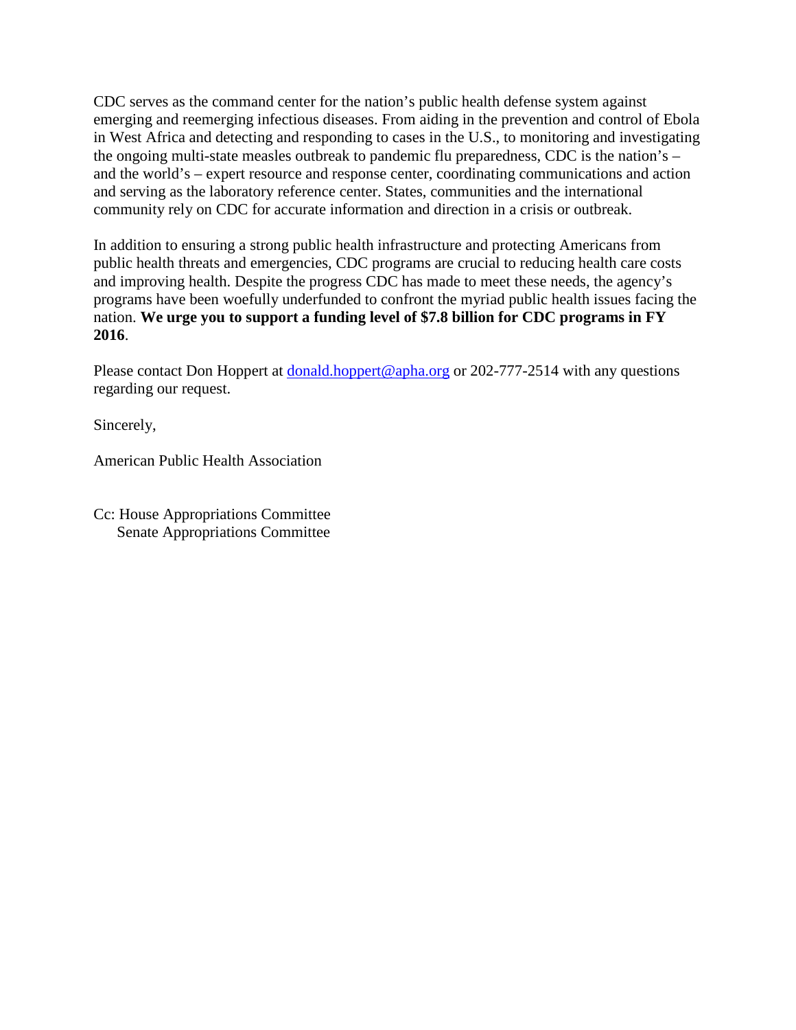CDC serves as the command center for the nation's public health defense system against emerging and reemerging infectious diseases. From aiding in the prevention and control of Ebola in West Africa and detecting and responding to cases in the U.S., to monitoring and investigating the ongoing multi-state measles outbreak to pandemic flu preparedness, CDC is the nation's – and the world's – expert resource and response center, coordinating communications and action and serving as the laboratory reference center. States, communities and the international community rely on CDC for accurate information and direction in a crisis or outbreak.

In addition to ensuring a strong public health infrastructure and protecting Americans from public health threats and emergencies, CDC programs are crucial to reducing health care costs and improving health. Despite the progress CDC has made to meet these needs, the agency's programs have been woefully underfunded to confront the myriad public health issues facing the nation. **We urge you to support a funding level of $7.8 billion for CDC programs in FY 2016**.

Please contact Don Hoppert at donald.hoppert@apha.org or 202-777-2514 with any questions regarding our request.

Sincerely,

American Public Health Association

Cc: House Appropriations Committee
Senate Appropriations Committee